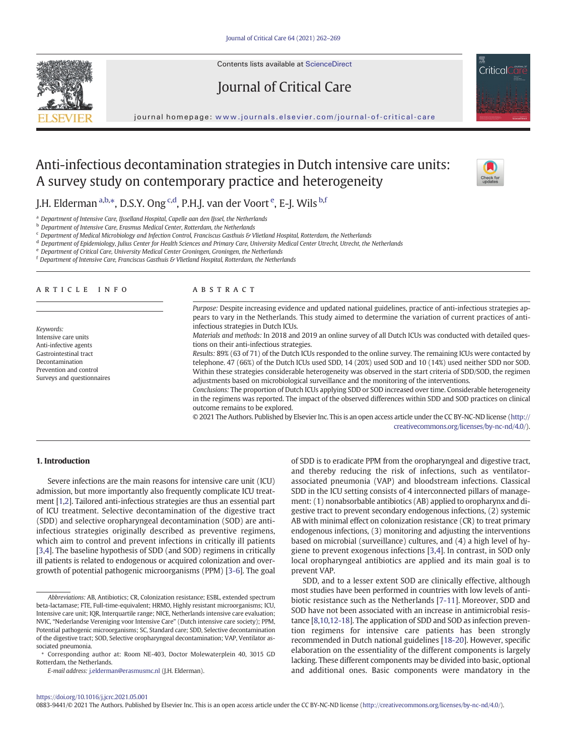# Anti-infectious decontamination strategies in Dutch intensive care units: A survey study on contemporary practice and heterogeneity

J.H. Elderman [a,b,*], D.S.Y. Ong [c,d], P.H.J. van der Voort [e], E-J. Wils [b,f]

[a] Department of Intensive Care, IJsselland Hospital, Capelle aan den IJssel, the Netherlands
[b] Department of Intensive Care, Erasmus Medical Center, Rotterdam, the Netherlands
[c] Department of Medical Microbiology and Infection Control, Franciscus Gasthuis & Vlietland Hospital, Rotterdam, the Netherlands
[d] Department of Epidemiology, Julius Center for Health Sciences and Primary Care, University Medical Center Utrecht, Utrecht, the Netherlands
[e] Department of Critical Care, University Medical Center Groningen, Groningen, the Netherlands
[f] Department of Intensive Care, Franciscus Gasthuis & Vlietland Hospital, Rotterdam, the Netherlands

## ARTICLE INFO

*Keywords:*
Intensive care units
Anti-infective agents
Gastrointestinal tract
Decontamination
Prevention and control
Surveys and questionnaires

## ABSTRACT

*Purpose:* Despite increasing evidence and updated national guidelines, practice of anti-infectious strategies appears to vary in the Netherlands. This study aimed to determine the variation of current practices of anti-infectious strategies in Dutch ICUs.

*Materials and methods:* In 2018 and 2019 an online survey of all Dutch ICUs was conducted with detailed questions on their anti-infectious strategies.

*Results:* 89% (63 of 71) of the Dutch ICUs responded to the online survey. The remaining ICUs were contacted by telephone. 47 (66%) of the Dutch ICUs used SDD, 14 (20%) used SOD and 10 (14%) used neither SDD nor SOD. Within these strategies considerable heterogeneity was observed in the start criteria of SDD/SOD, the regimen adjustments based on microbiological surveillance and the monitoring of the interventions.

*Conclusions:* The proportion of Dutch ICUs applying SDD or SOD increased over time. Considerable heterogeneity in the regimens was reported. The impact of the observed differences within SDD and SOD practices on clinical outcome remains to be explored.

© 2021 The Authors. Published by Elsevier Inc. This is an open access article under the CC BY-NC-ND license (http://creativecommons.org/licenses/by-nc-nd/4.0/).

## 1. Introduction

Severe infections are the main reasons for intensive care unit (ICU) admission, but more importantly also frequently complicate ICU treatment [1,2]. Tailored anti-infectious strategies are thus an essential part of ICU treatment. Selective decontamination of the digestive tract (SDD) and selective oropharyngeal decontamination (SOD) are anti-infectious strategies originally described as preventive regimens, which aim to control and prevent infections in critically ill patients [3,4]. The baseline hypothesis of SDD (and SOD) regimens in critically ill patients is related to endogenous or acquired colonization and overgrowth of potential pathogenic microorganisms (PPM) [3-6]. The goal of SDD is to eradicate PPM from the oropharyngeal and digestive tract, and thereby reducing the risk of infections, such as ventilator-associated pneumonia (VAP) and bloodstream infections. Classical SDD in the ICU setting consists of 4 interconnected pillars of management: (1) nonabsorbable antibiotics (AB) applied to oropharynx and digestive tract to prevent secondary endogenous infections, (2) systemic AB with minimal effect on colonization resistance (CR) to treat primary endogenous infections, (3) monitoring and adjusting the interventions based on microbial (surveillance) cultures, and (4) a high level of hygiene to prevent exogenous infections [3,4]. In contrast, in SOD only local oropharyngeal antibiotics are applied and its main goal is to prevent VAP.

SDD, and to a lesser extent SOD are clinically effective, although most studies have been performed in countries with low levels of antibiotic resistance such as the Netherlands [7-11]. Moreover, SDD and SOD have not been associated with an increase in antimicrobial resistance [8,10,12-18]. The application of SDD and SOD as infection prevention regimens for intensive care patients has been strongly recommended in Dutch national guidelines [18-20]. However, specific elaboration on the essentiality of the different components is largely lacking. These different components may be divided into basic, optional and additional ones. Basic components were mandatory in the

*Abbreviations:* AB, Antibiotics; CR, Colonization resistance; ESBL, extended spectrum beta-lactamase; FTE, Full-time-equivalent; HRMO, Highly resistant microorganisms; ICU, Intensive care unit; IQR, Interquartile range; NICE, Netherlands intensive care evaluation; NVIC, "Nederlandse Vereniging voor Intensive Care" (Dutch intensive care society); PPM, Potential pathogenic microorganisms; SC, Standard care; SDD, Selective decontamination of the digestive tract; SOD, Selective oropharyngeal decontamination; VAP, Ventilator associated pneumonia.

\* Corresponding author at: Room NE-403, Doctor Molewaterplein 40, 3015 GD Rotterdam, the Netherlands.

*E-mail address:* j.elderman@erasmusmc.nl (J.H. Elderman).

https://doi.org/10.1016/j.jcrc.2021.05.001
0883-9441/© 2021 The Authors. Published by Elsevier Inc. This is an open access article under the CC BY-NC-ND license (http://creativecommons.org/licenses/by-nc-nd/4.0/).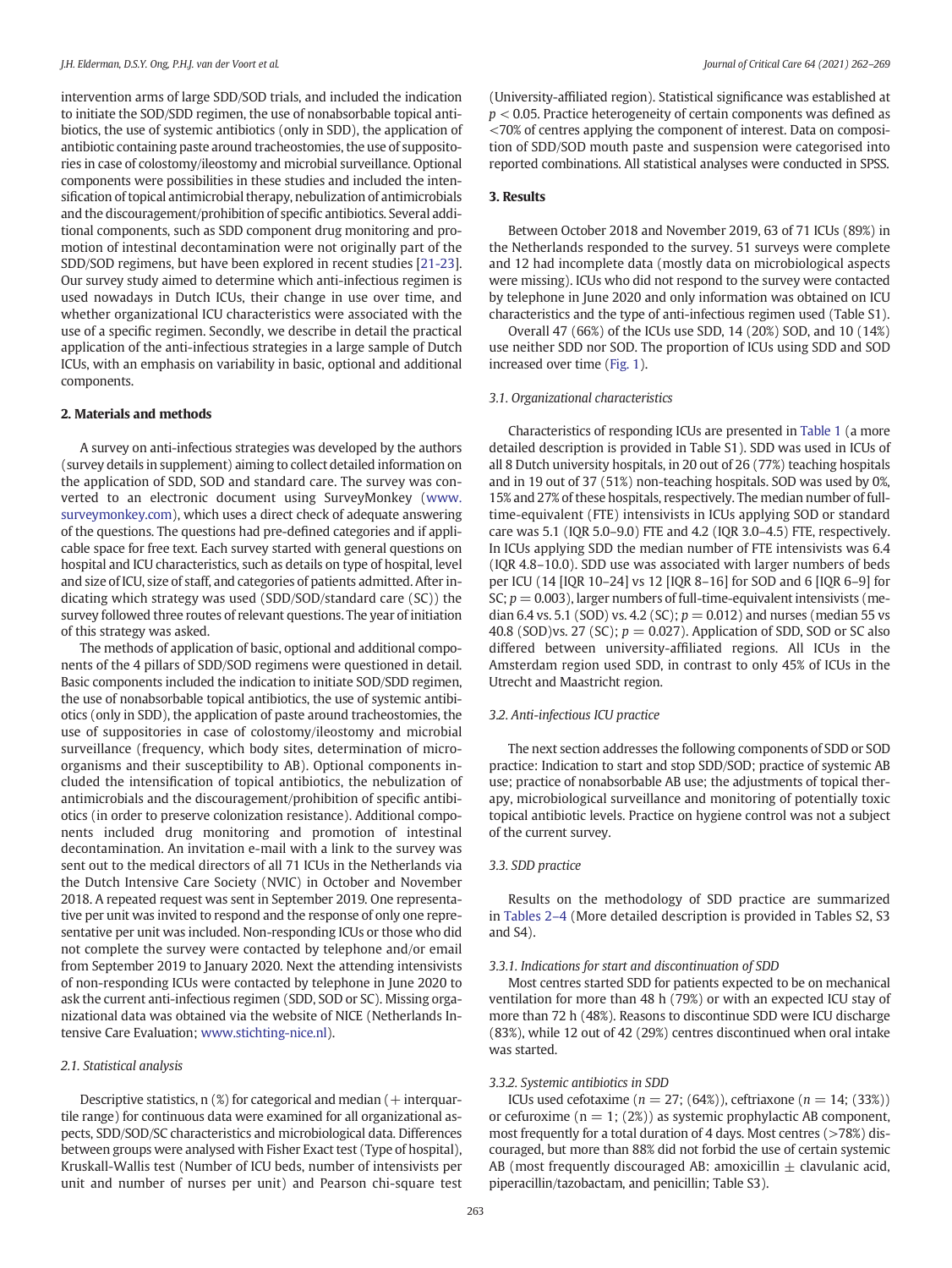intervention arms of large SDD/SOD trials, and included the indication to initiate the SOD/SDD regimen, the use of nonabsorbable topical antibiotics, the use of systemic antibiotics (only in SDD), the application of antibiotic containing paste around tracheostomies, the use of suppositories in case of colostomy/ileostomy and microbial surveillance. Optional components were possibilities in these studies and included the intensification of topical antimicrobial therapy, nebulization of antimicrobials and the discouragement/prohibition of specific antibiotics. Several additional components, such as SDD component drug monitoring and promotion of intestinal decontamination were not originally part of the SDD/SOD regimens, but have been explored in recent studies [21-23]. Our survey study aimed to determine which anti-infectious regimen is used nowadays in Dutch ICUs, their change in use over time, and whether organizational ICU characteristics were associated with the use of a specific regimen. Secondly, we describe in detail the practical application of the anti-infectious strategies in a large sample of Dutch ICUs, with an emphasis on variability in basic, optional and additional components.

## 2. Materials and methods

A survey on anti-infectious strategies was developed by the authors (survey details in supplement) aiming to collect detailed information on the application of SDD, SOD and standard care. The survey was converted to an electronic document using SurveyMonkey (www.surveymonkey.com), which uses a direct check of adequate answering of the questions. The questions had pre-defined categories and if applicable space for free text. Each survey started with general questions on hospital and ICU characteristics, such as details on type of hospital, level and size of ICU, size of staff, and categories of patients admitted. After indicating which strategy was used (SDD/SOD/standard care (SC)) the survey followed three routes of relevant questions. The year of initiation of this strategy was asked.

The methods of application of basic, optional and additional components of the 4 pillars of SDD/SOD regimens were questioned in detail. Basic components included the indication to initiate SOD/SDD regimen, the use of nonabsorbable topical antibiotics, the use of systemic antibiotics (only in SDD), the application of paste around tracheostomies, the use of suppositories in case of colostomy/ileostomy and microbial surveillance (frequency, which body sites, determination of microorganisms and their susceptibility to AB). Optional components included the intensification of topical antibiotics, the nebulization of antimicrobials and the discouragement/prohibition of specific antibiotics (in order to preserve colonization resistance). Additional components included drug monitoring and promotion of intestinal decontamination. An invitation e-mail with a link to the survey was sent out to the medical directors of all 71 ICUs in the Netherlands via the Dutch Intensive Care Society (NVIC) in October and November 2018. A repeated request was sent in September 2019. One representative per unit was invited to respond and the response of only one representative per unit was included. Non-responding ICUs or those who did not complete the survey were contacted by telephone and/or email from September 2019 to January 2020. Next the attending intensivists of non-responding ICUs were contacted by telephone in June 2020 to ask the current anti-infectious regimen (SDD, SOD or SC). Missing organizational data was obtained via the website of NICE (Netherlands Intensive Care Evaluation; www.stichting-nice.nl).

### 2.1. Statistical analysis

Descriptive statistics, n (%) for categorical and median (+ interquartile range) for continuous data were examined for all organizational aspects, SDD/SOD/SC characteristics and microbiological data. Differences between groups were analysed with Fisher Exact test (Type of hospital), Kruskall-Wallis test (Number of ICU beds, number of intensivists per unit and number of nurses per unit) and Pearson chi-square test (University-affiliated region). Statistical significance was established at $p < 0.05$. Practice heterogeneity of certain components was defined as <70% of centres applying the component of interest. Data on composition of SDD/SOD mouth paste and suspension were categorised into reported combinations. All statistical analyses were conducted in SPSS.

## 3. Results

Between October 2018 and November 2019, 63 of 71 ICUs (89%) in the Netherlands responded to the survey. 51 surveys were complete and 12 had incomplete data (mostly data on microbiological aspects were missing). ICUs who did not respond to the survey were contacted by telephone in June 2020 and only information was obtained on ICU characteristics and the type of anti-infectious regimen used (Table S1).

Overall 47 (66%) of the ICUs use SDD, 14 (20%) SOD, and 10 (14%) use neither SDD nor SOD. The proportion of ICUs using SDD and SOD increased over time (Fig. 1).

### 3.1. Organizational characteristics

Characteristics of responding ICUs are presented in Table 1 (a more detailed description is provided in Table S1). SDD was used in ICUs of all 8 Dutch university hospitals, in 20 out of 26 (77%) teaching hospitals and in 19 out of 37 (51%) non-teaching hospitals. SOD was used by 0%, 15% and 27% of these hospitals, respectively. The median number of full-time-equivalent (FTE) intensivists in ICUs applying SOD or standard care was 5.1 (IQR 5.0–9.0) FTE and 4.2 (IQR 3.0–4.5) FTE, respectively. In ICUs applying SDD the median number of FTE intensivists was 6.4 (IQR 4.8–10.0). SDD use was associated with larger numbers of beds per ICU (14 [IQR 10–24] vs 12 [IQR 8–16] for SOD and 6 [IQR 6–9] for SC; $p = 0.003$), larger numbers of full-time-equivalent intensivists (median 6.4 vs. 5.1 (SOD) vs. 4.2 (SC); $p = 0.012$) and nurses (median 55 vs 40.8 (SOD)vs. 27 (SC); $p = 0.027$). Application of SDD, SOD or SC also differed between university-affiliated regions. All ICUs in the Amsterdam region used SDD, in contrast to only 45% of ICUs in the Utrecht and Maastricht region.

### 3.2. Anti-infectious ICU practice

The next section addresses the following components of SDD or SOD practice: Indication to start and stop SDD/SOD; practice of systemic AB use; practice of nonabsorbable AB use; the adjustments of topical therapy, microbiological surveillance and monitoring of potentially toxic topical antibiotic levels. Practice on hygiene control was not a subject of the current survey.

### 3.3. SDD practice

Results on the methodology of SDD practice are summarized in Tables 2–4 (More detailed description is provided in Tables S2, S3 and S4).

#### 3.3.1. Indications for start and discontinuation of SDD

Most centres started SDD for patients expected to be on mechanical ventilation for more than 48 h (79%) or with an expected ICU stay of more than 72 h (48%). Reasons to discontinue SDD were ICU discharge (83%), while 12 out of 42 (29%) centres discontinued when oral intake was started.

#### 3.3.2. Systemic antibiotics in SDD

ICUs used cefotaxime ($n = 27$; (64%)), ceftriaxone ($n = 14$; (33%)) or cefuroxime ($n = 1$; (2%)) as systemic prophylactic AB component, most frequently for a total duration of 4 days. Most centres (>78%) discouraged, but more than 88% did not forbid the use of certain systemic AB (most frequently discouraged AB: amoxicillin ± clavulanic acid, piperacillin/tazobactam, and penicillin; Table S3).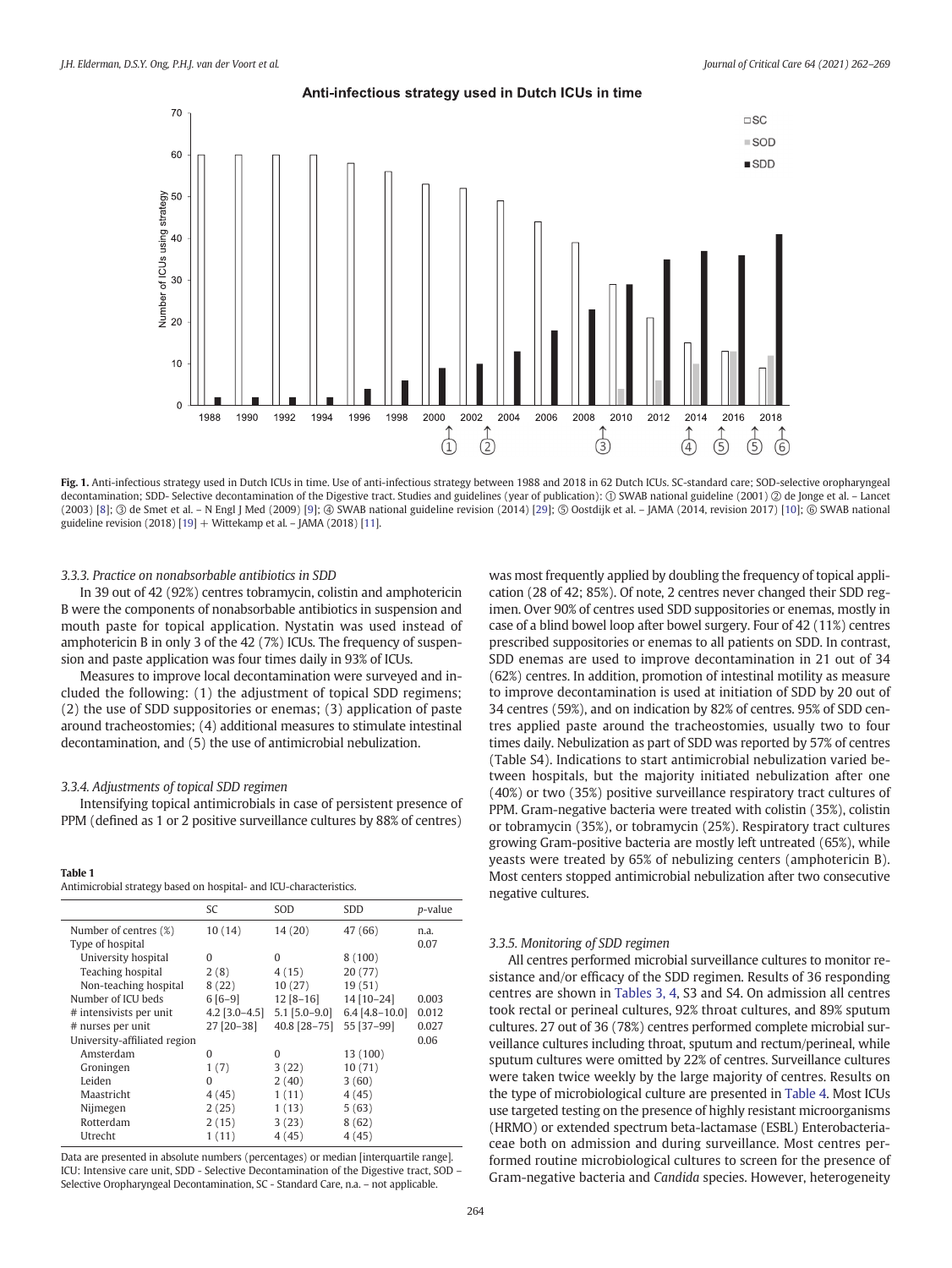Fig. 1. Anti-infectious strategy used in Dutch ICUs in time. Use of anti-infectious strategy between 1988 and 2018 in 62 Dutch ICUs. SC-standard care; SOD-selective oropharyngeal decontamination; SDD- Selective decontamination of the Digestive tract. Studies and guidelines (year of publication): ① SWAB national guideline (2001) ② de Jonge et al. – Lancet (2003) [8]; ③ de Smet et al. – N Engl J Med (2009) [9]; ④ SWAB national guideline revision (2014) [29]; ⑤ Oostdijk et al. – JAMA (2014, revision 2017) [10]; ⑥ SWAB national guideline revision (2018) [19] + Wittekamp et al. – JAMA (2018) [11].

### 3.3.3. Practice on nonabsorbable antibiotics in SDD

In 39 out of 42 (92%) centres tobramycin, colistin and amphotericin B were the components of nonabsorbable antibiotics in suspension and mouth paste for topical application. Nystatin was used instead of amphotericin B in only 3 of the 42 (7%) ICUs. The frequency of suspension and paste application was four times daily in 93% of ICUs.

Measures to improve local decontamination were surveyed and included the following: (1) the adjustment of topical SDD regimens; (2) the use of SDD suppositories or enemas; (3) application of paste around tracheostomies; (4) additional measures to stimulate intestinal decontamination, and (5) the use of antimicrobial nebulization.

### 3.3.4. Adjustments of topical SDD regimen

Intensifying topical antimicrobials in case of persistent presence of PPM (defined as 1 or 2 positive surveillance cultures by 88% of centres) was most frequently applied by doubling the frequency of topical application (28 of 42; 85%). Of note, 2 centres never changed their SDD regimen. Over 90% of centres used SDD suppositories or enemas, mostly in case of a blind bowel loop after bowel surgery. Four of 42 (11%) centres prescribed suppositories or enemas to all patients on SDD. In contrast, SDD enemas are used to improve decontamination in 21 out of 34 (62%) centres. In addition, promotion of intestinal motility as measure to improve decontamination is used at initiation of SDD by 20 out of 34 centres (59%), and on indication by 82% of centres. 95% of SDD centres applied paste around the tracheostomies, usually two to four times daily. Nebulization as part of SDD was reported by 57% of centres (Table S4). Indications to start antimicrobial nebulization varied between hospitals, but the majority initiated nebulization after one (40%) or two (35%) positive surveillance respiratory tract cultures of PPM. Gram-negative bacteria were treated with colistin (35%), colistin or tobramycin (35%), or tobramycin (25%). Respiratory tract cultures growing Gram-positive bacteria are mostly left untreated (65%), while yeasts were treated by 65% of nebulizing centres (amphotericin B). Most centers stopped antimicrobial nebulization after two consecutive negative cultures.

**Table 1**
Antimicrobial strategy based on hospital- and ICU-characteristics.

| | SC | SOD | SDD | *p*-value |
|---|---|---|---|---|
| Number of centres (%) | 10 (14) | 14 (20) | 47 (66) | n.a. |
| Type of hospital | | | | 0.07 |
| University hospital | 0 | 0 | 8 (100) | |
| Teaching hospital | 2 (8) | 4 (15) | 20 (77) | |
| Non-teaching hospital | 8 (22) | 10 (27) | 19 (51) | |
| Number of ICU beds | 6 [6–9] | 12 [8–16] | 14 [10–24] | 0.003 |
| # intensivists per unit | 4.2 [3.0–4.5] | 5.1 [5.0–9.0] | 6.4 [4.8–10.0] | 0.012 |
| # nurses per unit | 27 [20–38] | 40.8 [28–75] | 55 [37–99] | 0.027 |
| University-affiliated region | | | | 0.06 |
| Amsterdam | 0 | 0 | 13 (100) | |
| Groningen | 1 (7) | 3 (22) | 10 (71) | |
| Leiden | 0 | 2 (40) | 3 (60) | |
| Maastricht | 4 (45) | 1 (11) | 4 (45) | |
| Nijmegen | 2 (25) | 1 (13) | 5 (63) | |
| Rotterdam | 2 (15) | 3 (23) | 8 (62) | |
| Utrecht | 1 (11) | 4 (45) | 4 (45) | |

Data are presented in absolute numbers (percentages) or median [interquartile range]. ICU: Intensive care unit, SDD - Selective Decontamination of the Digestive tract, SOD – Selective Oropharyngeal Decontamination, SC - Standard Care, n.a. – not applicable.

### 3.3.5. Monitoring of SDD regimen

All centres performed microbial surveillance cultures to monitor resistance and/or efficacy of the SDD regimen. Results of 36 responding centres are shown in Tables 3, 4, S3 and S4. On admission all centres took rectal or perineal cultures, 92% throat cultures, and 89% sputum cultures. 27 out of 36 (78%) centres performed complete microbial surveillance cultures including throat, sputum and rectum/perineal, while sputum cultures were omitted by 22% of centres. Surveillance cultures were taken twice weekly by the large majority of centres. Results on the type of microbiological culture are presented in Table 4. Most ICUs use targeted testing on the presence of highly resistant microorganisms (HRMO) or extended spectrum beta-lactamase (ESBL) Enterobacteriaceae both on admission and during surveillance. Most centres performed routine microbiological cultures to screen for the presence of Gram-negative bacteria and *Candida* species. However, heterogeneity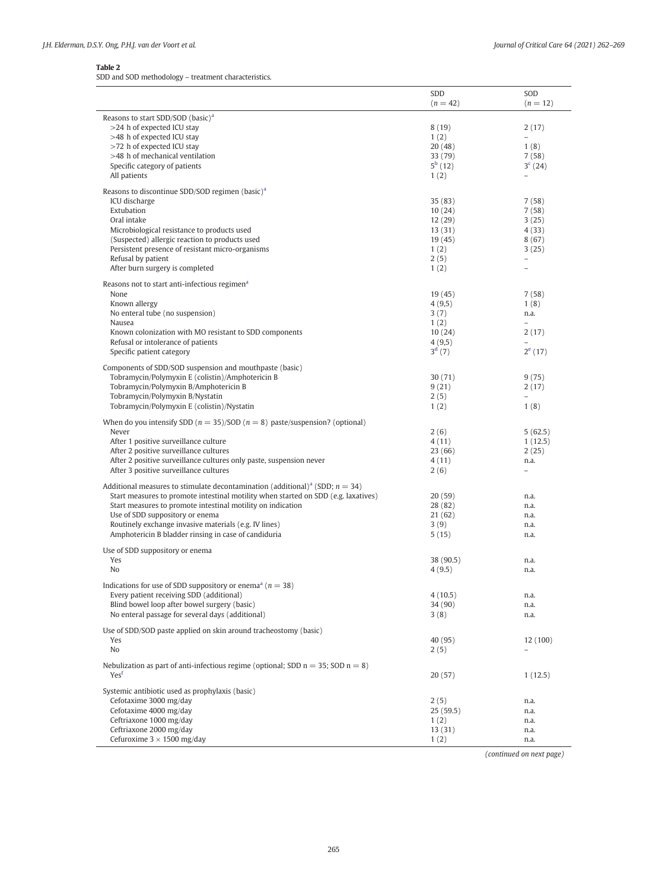**Table 2**
SDD and SOD methodology – treatment characteristics.

| | SDD ($n = 42$) | SOD ($n = 12$) |
|---|---|---|
| Reasons to start SDD/SOD (basic)[a] | | |
| >24 h of expected ICU stay | 8 (19) | 2 (17) |
| >48 h of expected ICU stay | 1 (2) | – |
| >72 h of expected ICU stay | 20 (48) | 1 (8) |
| >48 h of mechanical ventilation | 33 (79) | 7 (58) |
| Specific category of patients | 5[b] (12) | 3[c] (24) |
| All patients | 1 (2) | – |
| Reasons to discontinue SDD/SOD regimen (basic)[a] | | |
| ICU discharge | 35 (83) | 7 (58) |
| Extubation | 10 (24) | 7 (58) |
| Oral intake | 12 (29) | 3 (25) |
| Microbiological resistance to products used | 13 (31) | 4 (33) |
| (Suspected) allergic reaction to products used | 19 (45) | 8 (67) |
| Persistent presence of resistant micro-organisms | 1 (2) | 3 (25) |
| Refusal by patient | 2 (5) | – |
| After burn surgery is completed | 1 (2) | – |
| Reasons not to start anti-infectious regimen[a] | | |
| None | 19 (45) | 7 (58) |
| Known allergy | 4 (9,5) | 1 (8) |
| No enteral tube (no suspension) | 3 (7) | n.a. |
| Nausea | 1 (2) | – |
| Known colonization with MO resistant to SDD components | 10 (24) | 2 (17) |
| Refusal or intolerance of patients | 4 (9,5) | – |
| Specific patient category | 3[d] (7) | 2[e] (17) |
| Components of SDD/SOD suspension and mouthpaste (basic) | | |
| Tobramycin/Polymyxin E (colistin)/Amphotericin B | 30 (71) | 9 (75) |
| Tobramycin/Polymyxin B/Amphotericin B | 9 (21) | 2 (17) |
| Tobramycin/Polymyxin B/Nystatin | 2 (5) | – |
| Tobramycin/Polymyxin E (colistin)/Nystatin | 1 (2) | 1 (8) |
| When do you intensify SDD ($n = 35$)/SOD ($n = 8$) paste/suspension? (optional) | | |
| Never | 2 (6) | 5 (62.5) |
| After 1 positive surveillance culture | 4 (11) | 1 (12.5) |
| After 2 positive surveillance cultures | 23 (66) | 2 (25) |
| After 2 positive surveillance cultures only paste, suspension never | 4 (11) | n.a. |
| After 3 positive surveillance cultures | 2 (6) | – |
| Additional measures to stimulate decontamination (additional)[a] (SDD; $n = 34$) | | |
| Start measures to promote intestinal motility when started on SDD (e.g. laxatives) | 20 (59) | n.a. |
| Start measures to promote intestinal motility on indication | 28 (82) | n.a. |
| Use of SDD suppository or enema | 21 (62) | n.a. |
| Routinely exchange invasive materials (e.g. IV lines) | 3 (9) | n.a. |
| Amphotericin B bladder rinsing in case of candiduria | 5 (15) | n.a. |
| Use of SDD suppository or enema | | |
| Yes | 38 (90.5) | n.a. |
| No | 4 (9.5) | n.a. |
| Indications for use of SDD suppository or enema[a] ($n = 38$) | | |
| Every patient receiving SDD (additional) | 4 (10.5) | n.a. |
| Blind bowel loop after bowel surgery (basic) | 34 (90) | n.a. |
| No enteral passage for several days (additional) | 3 (8) | n.a. |
| Use of SDD/SOD paste applied on skin around tracheostomy (basic) | | |
| Yes | 40 (95) | 12 (100) |
| No | 2 (5) | – |
| Nebulization as part of anti-infectious regime (optional; SDD n = 35; SOD n = 8) | | |
| Yes[f] | 20 (57) | 1 (12.5) |
| Systemic antibiotic used as prophylaxis (basic) | | |
| Cefotaxime 3000 mg/day | 2 (5) | n.a. |
| Cefotaxime 4000 mg/day | 25 (59.5) | n.a. |
| Ceftriaxone 1000 mg/day | 1 (2) | n.a. |
| Ceftriaxone 2000 mg/day | 13 (31) | n.a. |
| Cefuroxime 3 × 1500 mg/day | 1 (2) | n.a. |

*(continued on next page)*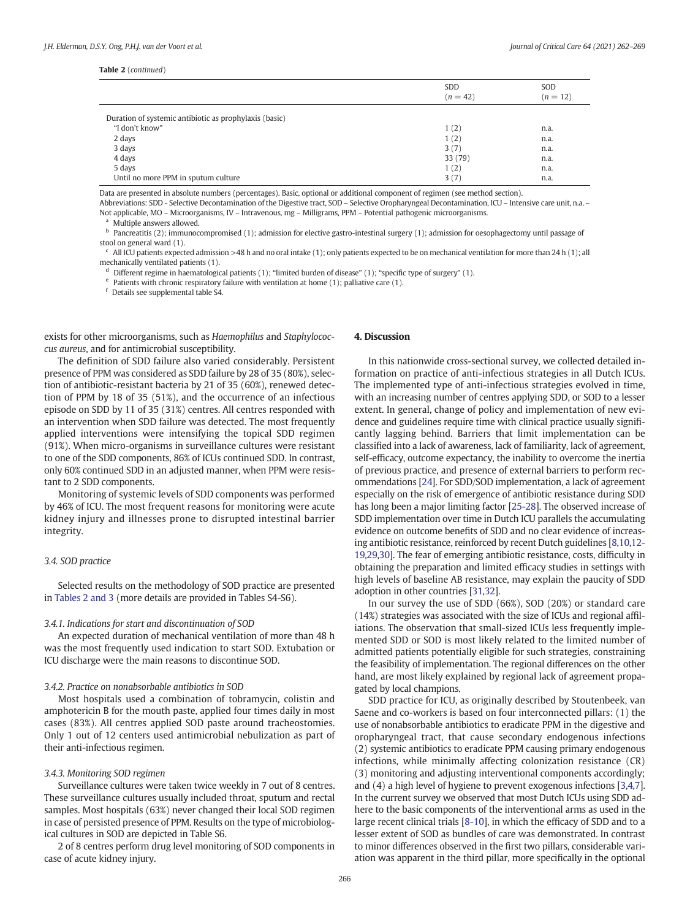**Table 2** (*continued*)

| | SDD ($n = 42$) | SOD ($n = 12$) |
|---|---|---|
| Duration of systemic antibiotic as prophylaxis (basic) | | |
| "I don't know" | 1 (2) | n.a. |
| 2 days | 1 (2) | n.a. |
| 3 days | 3 (7) | n.a. |
| 4 days | 33 (79) | n.a. |
| 5 days | 1 (2) | n.a. |
| Until no more PPM in sputum culture | 3 (7) | n.a. |

Data are presented in absolute numbers (percentages). Basic, optional or additional component of regimen (see method section).

Abbreviations: SDD - Selective Decontamination of the Digestive tract, SOD – Selective Oropharyngeal Decontamination, ICU – Intensive care unit, n.a. – Not applicable, MO – Microorganisms, IV – Intravenous, mg – Milligrams, PPM – Potential pathogenic microorganisms.

[a] Multiple answers allowed.

[b] Pancreatitis (2); immunocompromised (1); admission for elective gastro-intestinal surgery (1); admission for oesophagectomy until passage of stool on general ward (1).

[c] All ICU patients expected admission >48 h and no oral intake (1); only patients expected to be on mechanical ventilation for more than 24 h (1); all mechanically ventilated patients (1).

[d] Different regime in haematological patients (1); "limited burden of disease" (1); "specific type of surgery" (1).

[e] Patients with chronic respiratory failure with ventilation at home (1); palliative care (1).

[f] Details see supplemental table S4.

exists for other microorganisms, such as *Haemophilus* and *Staphylococcus aureus*, and for antimicrobial susceptibility.

The definition of SDD failure also varied considerably. Persistent presence of PPM was considered as SDD failure by 28 of 35 (80%), selection of antibiotic-resistant bacteria by 21 of 35 (60%), renewed detection of PPM by 18 of 35 (51%), and the occurrence of an infectious episode on SDD by 11 of 35 (31%) centres. All centres responded with an intervention when SDD failure was detected. The most frequently applied interventions were intensifying the topical SDD regimen (91%). When micro-organisms in surveillance cultures were resistant to one of the SDD components, 86% of ICUs continued SDD. In contrast, only 60% continued SDD in an adjusted manner, when PPM were resistant to 2 SDD components.

Monitoring of systemic levels of SDD components was performed by 46% of ICU. The most frequent reasons for monitoring were acute kidney injury and illnesses prone to disrupted intestinal barrier integrity.

### 3.4. SOD practice

Selected results on the methodology of SOD practice are presented in Tables 2 and 3 (more details are provided in Tables S4-S6).

#### 3.4.1. Indications for start and discontinuation of SOD

An expected duration of mechanical ventilation of more than 48 h was the most frequently used indication to start SOD. Extubation or ICU discharge were the main reasons to discontinue SOD.

#### 3.4.2. Practice on nonabsorbable antibiotics in SOD

Most hospitals used a combination of tobramycin, colistin and amphotericin B for the mouth paste, applied four times daily in most cases (83%). All centres applied SOD paste around tracheostomies. Only 1 out of 12 centers used antimicrobial nebulization as part of their anti-infectious regimen.

#### 3.4.3. Monitoring SOD regimen

Surveillance cultures were taken twice weekly in 7 out of 8 centres. These surveillance cultures usually included throat, sputum and rectal samples. Most hospitals (63%) never changed their local SOD regimen in case of persisted presence of PPM. Results on the type of microbiological cultures in SOD are depicted in Table S6.

2 of 8 centres perform drug level monitoring of SOD components in case of acute kidney injury.

## 4. Discussion

In this nationwide cross-sectional survey, we collected detailed information on practice of anti-infectious strategies in all Dutch ICUs. The implemented type of anti-infectious strategies evolved in time, with an increasing number of centres applying SDD, or SOD to a lesser extent. In general, change of policy and implementation of new evidence and guidelines require time with clinical practice usually significantly lagging behind. Barriers that limit implementation can be classified into a lack of awareness, lack of familiarity, lack of agreement, self-efficacy, outcome expectancy, the inability to overcome the inertia of previous practice, and presence of external barriers to perform recommendations [24]. For SDD/SOD implementation, a lack of agreement especially on the risk of emergence of antibiotic resistance during SDD has long been a major limiting factor [25-28]. The observed increase of SDD implementation over time in Dutch ICU parallels the accumulating evidence on outcome benefits of SDD and no clear evidence of increasing antibiotic resistance, reinforced by recent Dutch guidelines [8,10,12-19,29,30]. The fear of emerging antibiotic resistance, costs, difficulty in obtaining the preparation and limited efficacy studies in settings with high levels of baseline AB resistance, may explain the paucity of SDD adoption in other countries [31,32].

In our survey the use of SDD (66%), SOD (20%) or standard care (14%) strategies was associated with the size of ICUs and regional affiliations. The observation that small-sized ICUs less frequently implemented SDD or SOD is most likely related to the limited number of admitted patients potentially eligible for such strategies, constraining the feasibility of implementation. The regional differences on the other hand, are most likely explained by regional lack of agreement propagated by local champions.

SDD practice for ICU, as originally described by Stoutenbeek, van Saene and co-workers is based on four interconnected pillars: (1) the use of nonabsorbable antibiotics to eradicate PPM in the digestive and oropharyngeal tract, that cause secondary endogenous infections (2) systemic antibiotics to eradicate PPM causing primary endogenous infections, while minimally affecting colonization resistance (CR) (3) monitoring and adjusting interventional components accordingly; and (4) a high level of hygiene to prevent exogenous infections [3,4,7]. In the current survey we observed that most Dutch ICUs using SDD adhere to the basic components of the interventional arms as used in the large recent clinical trials [8-10], in which the efficacy of SDD and to a lesser extent of SOD as bundles of care was demonstrated. In contrast to minor differences observed in the first two pillars, considerable variation was apparent in the third pillar, more specifically in the optional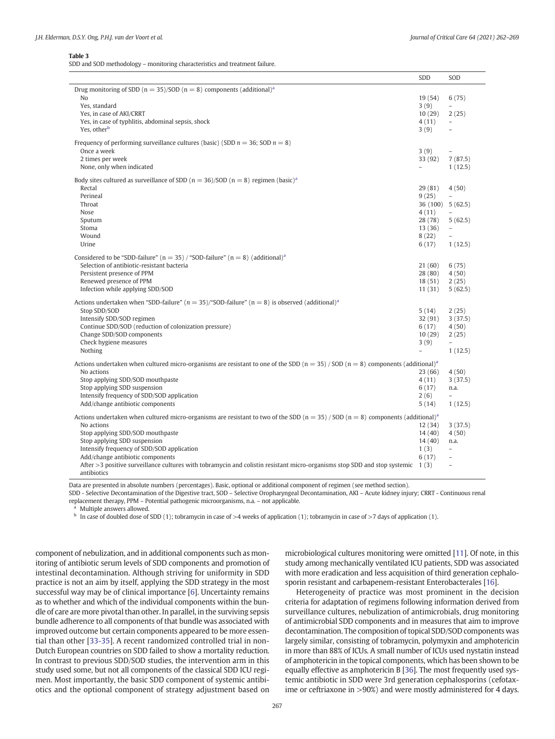**Table 3**

SDD and SOD methodology – monitoring characteristics and treatment failure.

| | SDD | SOD |
|---|---|---|
| Drug monitoring of SDD (n = 35)/SOD (n = 8) components (additional)[a] | | |
| No | 19 (54) | 6 (75) |
| Yes, standard | 3 (9) | – |
| Yes, in case of AKI/CRRT | 10 (29) | 2 (25) |
| Yes, in case of typhlitis, abdominal sepsis, shock | 4 (11) | – |
| Yes, other[b] | 3 (9) | – |
| Frequency of performing surveillance cultures (basic) (SDD n = 36; SOD n = 8) | | |
| Once a week | 3 (9) | – |
| 2 times per week | 33 (92) | 7 (87.5) |
| None, only when indicated | – | 1 (12.5) |
| Body sites cultured as surveillance of SDD (n = 36)/SOD (n = 8) regimen (basic)[a] | | |
| Rectal | 29 (81) | 4 (50) |
| Perineal | 9 (25) | – |
| Throat | 36 (100) | 5 (62.5) |
| Nose | 4 (11) | – |
| Sputum | 28 (78) | 5 (62.5) |
| Stoma | 13 (36) | – |
| Wound | 8 (22) | – |
| Urine | 6 (17) | 1 (12.5) |
| Considered to be "SDD-failure" (n = 35) / "SOD-failure" (n = 8) (additional)[a] | | |
| Selection of antibiotic-resistant bacteria | 21 (60) | 6 (75) |
| Persistent presence of PPM | 28 (80) | 4 (50) |
| Renewed presence of PPM | 18 (51) | 2 (25) |
| Infection while applying SDD/SOD | 11 (31) | 5 (62.5) |
| Actions undertaken when "SDD-failure" (n = 35)/"SOD-failure" (n = 8) is observed (additional)[a] | | |
| Stop SDD/SOD | 5 (14) | 2 (25) |
| Intensify SDD/SOD regimen | 32 (91) | 3 (37.5) |
| Continue SDD/SOD (reduction of colonization pressure) | 6 (17) | 4 (50) |
| Change SDD/SOD components | 10 (29) | 2 (25) |
| Check hygiene measures | 3 (9) | – |
| Nothing | – | 1 (12.5) |
| Actions undertaken when cultured micro-organisms are resistant to one of the SDD (n = 35) / SOD (n = 8) components (additional)[a] | | |
| No actions | 23 (66) | 4 (50) |
| Stop applying SDD/SOD mouthpaste | 4 (11) | 3 (37.5) |
| Stop applying SDD suspension | 6 (17) | n.a. |
| Intensify frequency of SDD/SOD application | 2 (6) | – |
| Add/change antibiotic components | 5 (14) | 1 (12.5) |
| Actions undertaken when cultured micro-organisms are resistant to two of the SDD (n = 35) / SOD (n = 8) components (additional)[a] | | |
| No actions | 12 (34) | 3 (37.5) |
| Stop applying SDD/SOD mouthpaste | 14 (40) | 4 (50) |
| Stop applying SDD suspension | 14 (40) | n.a. |
| Intensify frequency of SDD/SOD application | 1 (3) | – |
| Add/change antibiotic components | 6 (17) | – |
| After >3 positive surveillance cultures with tobramycin and colistin resistant micro-organisms stop SDD and stop systemic antibiotics | 1 (3) | – |

Data are presented in absolute numbers (percentages). Basic, optional or additional component of regimen (see method section).

SDD - Selective Decontamination of the Digestive tract, SOD – Selective Oropharyngeal Decontamination, AKI – Acute kidney injury; CRRT - Continuous renal replacement therapy, PPM – Potential pathogenic microorganisms, n.a. – not applicable.

[a] Multiple answers allowed.

[b] In case of doubled dose of SDD (1); tobramycin in case of >4 weeks of application (1); tobramycin in case of >7 days of application (1).

component of nebulization, and in additional components such as monitoring of antibiotic serum levels of SDD components and promotion of intestinal decontamination. Although striving for uniformity in SDD practice is not an aim by itself, applying the SDD strategy in the most successful way may be of clinical importance [6]. Uncertainty remains as to whether and which of the individual components within the bundle of care are more pivotal than other. In parallel, in the surviving sepsis bundle adherence to all components of that bundle was associated with improved outcome but certain components appeared to be more essential than other [33-35]. A recent randomized controlled trial in non-Dutch European countries on SDD failed to show a mortality reduction. In contrast to previous SDD/SOD studies, the intervention arm in this study used some, but not all components of the classical SDD ICU regimen. Most importantly, the basic SDD component of systemic antibiotics and the optional component of strategy adjustment based on microbiological cultures monitoring were omitted [11]. Of note, in this study among mechanically ventilated ICU patients, SDD was associated with more eradication and less acquisition of third generation cephalosporin resistant and carbapenem-resistant Enterobacterales [16].

Heterogeneity of practice was most prominent in the decision criteria for adaptation of regimens following information derived from surveillance cultures, nebulization of antimicrobials, drug monitoring of antimicrobial SDD components and in measures that aim to improve decontamination. The composition of topical SDD/SOD components was largely similar, consisting of tobramycin, polymyxin and amphotericin in more than 88% of ICUs. A small number of ICUs used nystatin instead of amphotericin in the topical components, which has been shown to be equally effective as amphotericin B [36]. The most frequently used systemic antibiotic in SDD were 3rd generation cephalosporins (cefotaxime or ceftriaxone in >90%) and were mostly administered for 4 days.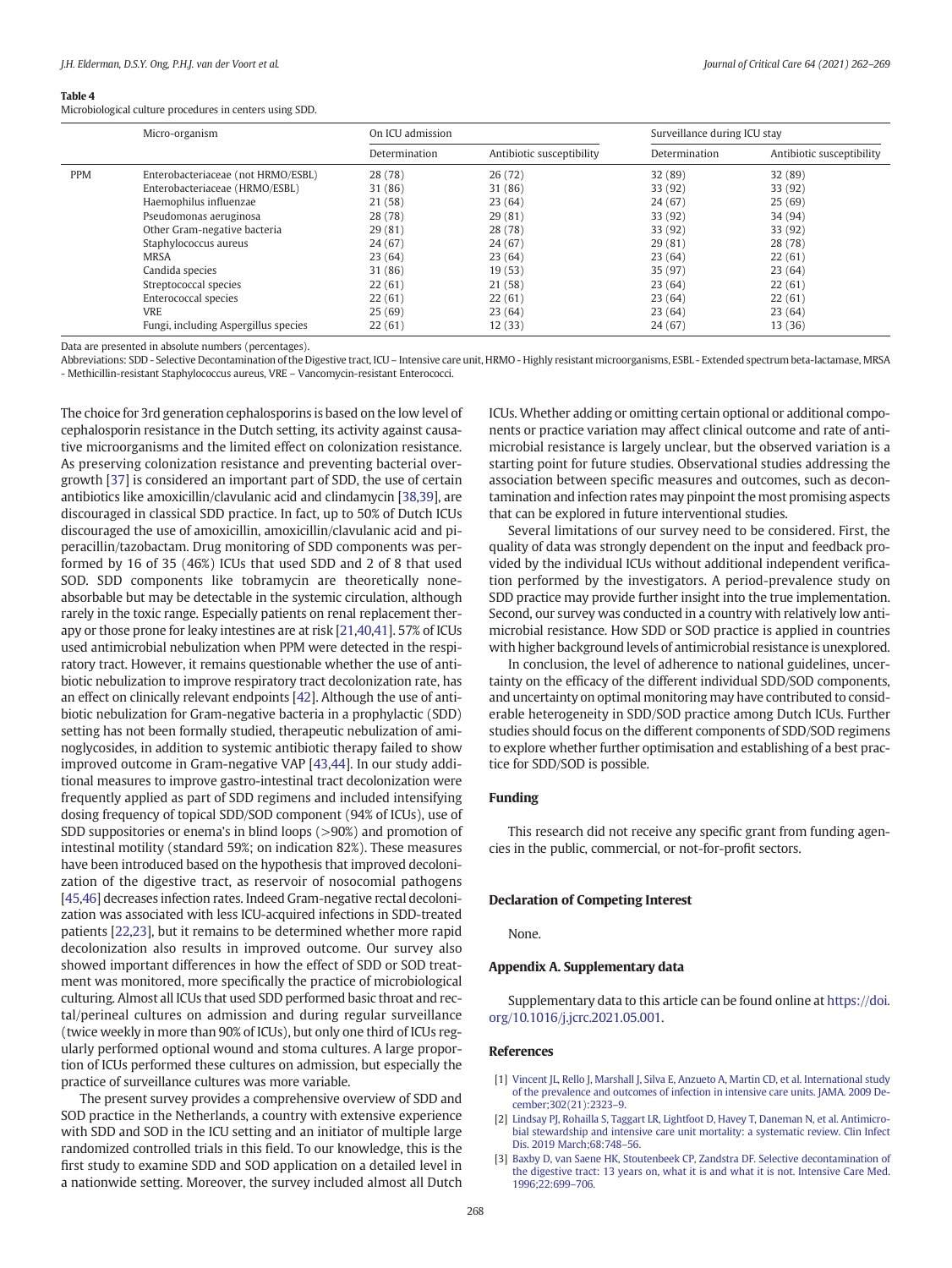**Table 4**
Microbiological culture procedures in centers using SDD.

| | Micro-organism | On ICU admission | | Surveillance during ICU stay | |
|---|---|---|---|---|---|
| | | Determination | Antibiotic susceptibility | Determination | Antibiotic susceptibility |
| PPM | Enterobacteriaceae (not HRMO/ESBL) | 28 (78) | 26 (72) | 32 (89) | 32 (89) |
| | Enterobacteriaceae (HRMO/ESBL) | 31 (86) | 31 (86) | 33 (92) | 33 (92) |
| | Haemophilus influenzae | 21 (58) | 23 (64) | 24 (67) | 25 (69) |
| | Pseudomonas aeruginosa | 28 (78) | 29 (81) | 33 (92) | 34 (94) |
| | Other Gram-negative bacteria | 29 (81) | 28 (78) | 33 (92) | 33 (92) |
| | Staphylococcus aureus | 24 (67) | 24 (67) | 29 (81) | 28 (78) |
| | MRSA | 23 (64) | 23 (64) | 23 (64) | 22 (61) |
| | Candida species | 31 (86) | 19 (53) | 35 (97) | 23 (64) |
| | Streptococcal species | 22 (61) | 21 (58) | 23 (64) | 22 (61) |
| | Enterococcal species | 22 (61) | 22 (61) | 23 (64) | 22 (61) |
| | VRE | 25 (69) | 23 (64) | 23 (64) | 23 (64) |
| | Fungi, including Aspergillus species | 22 (61) | 12 (33) | 24 (67) | 13 (36) |

Data are presented in absolute numbers (percentages).

Abbreviations: SDD - Selective Decontamination of the Digestive tract, ICU – Intensive care unit, HRMO - Highly resistant microorganisms, ESBL - Extended spectrum beta-lactamase, MRSA - Methicillin-resistant Staphylococcus aureus, VRE – Vancomycin-resistant Enterococci.

The choice for 3rd generation cephalosporins is based on the low level of cephalosporin resistance in the Dutch setting, its activity against causative microorganisms and the limited effect on colonization resistance. As preserving colonization resistance and preventing bacterial overgrowth [37] is considered an important part of SDD, the use of certain antibiotics like amoxicillin/clavulanic acid and clindamycin [38,39], are discouraged in classical SDD practice. In fact, up to 50% of Dutch ICUs discouraged the use of amoxicillin, amoxicillin/clavulanic acid and piperacillin/tazobactam. Drug monitoring of SDD components was performed by 16 of 35 (46%) ICUs that used SDD and 2 of 8 that used SOD. SDD components like tobramycin are theoretically none-absorbable but may be detectable in the systemic circulation, although rarely in the toxic range. Especially patients on renal replacement therapy or those prone for leaky intestines are at risk [21,40,41]. 57% of ICUs used antimicrobial nebulization when PPM were detected in the respiratory tract. However, it remains questionable whether the use of antibiotic nebulization to improve respiratory tract decolonization rate, has an effect on clinically relevant endpoints [42]. Although the use of antibiotic nebulization for Gram-negative bacteria in a prophylactic (SDD) setting has not been formally studied, therapeutic nebulization of aminoglycosides, in addition to systemic antibiotic therapy failed to show improved outcome in Gram-negative VAP [43,44]. In our study additional measures to improve gastro-intestinal tract decolonization were frequently applied as part of SDD regimens and included intensifying dosing frequency of topical SDD/SOD component (94% of ICUs), use of SDD suppositories or enema's in blind loops (>90%) and promotion of intestinal motility (standard 59%; on indication 82%). These measures have been introduced based on the hypothesis that improved decolonization of the digestive tract, as reservoir of nosocomial pathogens [45,46] decreases infection rates. Indeed Gram-negative rectal decolonization was associated with less ICU-acquired infections in SDD-treated patients [22,23], but it remains to be determined whether more rapid decolonization also results in improved outcome. Our survey also showed important differences in how the effect of SDD or SOD treatment was monitored, more specifically the practice of microbiological culturing. Almost all ICUs that used SDD performed basic throat and rectal/perineal cultures on admission and during regular surveillance (twice weekly in more than 90% of ICUs), but only one third of ICUs regularly performed optional wound and stoma cultures. A large proportion of ICUs performed these cultures on admission, but especially the practice of surveillance cultures was more variable.

The present survey provides a comprehensive overview of SDD and SOD practice in the Netherlands, a country with extensive experience with SDD and SOD in the ICU setting and an initiator of multiple large randomized controlled trials in this field. To our knowledge, this is the first study to examine SDD and SOD application on a detailed level in a nationwide setting. Moreover, the survey included almost all Dutch ICUs. Whether adding or omitting certain optional or additional components or practice variation may affect clinical outcome and rate of antimicrobial resistance is largely unclear, but the observed variation is a starting point for future studies. Observational studies addressing the association between specific measures and outcomes, such as decontamination and infection rates may pinpoint the most promising aspects that can be explored in future interventional studies.

Several limitations of our survey need to be considered. First, the quality of data was strongly dependent on the input and feedback provided by the individual ICUs without additional independent verification performed by the investigators. A period-prevalence study on SDD practice may provide further insight into the true implementation. Second, our survey was conducted in a country with relatively low antimicrobial resistance. How SDD or SOD practice is applied in countries with higher background levels of antimicrobial resistance is unexplored.

In conclusion, the level of adherence to national guidelines, uncertainty on the efficacy of the different individual SDD/SOD components, and uncertainty on optimal monitoring may have contributed to considerable heterogeneity in SDD/SOD practice among Dutch ICUs. Further studies should focus on the different components of SDD/SOD regimens to explore whether further optimisation and establishing of a best practice for SDD/SOD is possible.

## Funding

This research did not receive any specific grant from funding agencies in the public, commercial, or not-for-profit sectors.

## Declaration of Competing Interest

None.

## Appendix A. Supplementary data

Supplementary data to this article can be found online at https://doi.org/10.1016/j.jcrc.2021.05.001.

## References

[1] Vincent JL, Rello J, Marshall J, Silva E, Anzueto A, Martin CD, et al. International study of the prevalence and outcomes of infection in intensive care units. JAMA. 2009 December;302(21):2323–9.

[2] Lindsay PJ, Rohailla S, Taggart LR, Lightfoot D, Havey T, Daneman N, et al. Antimicrobial stewardship and intensive care unit mortality: a systematic review. Clin Infect Dis. 2019 March;68:748–56.

[3] Baxby D, van Saene HK, Stoutenbeek CP, Zandstra DF. Selective decontamination of the digestive tract: 13 years on, what it is and what it is not. Intensive Care Med. 1996;22:699–706.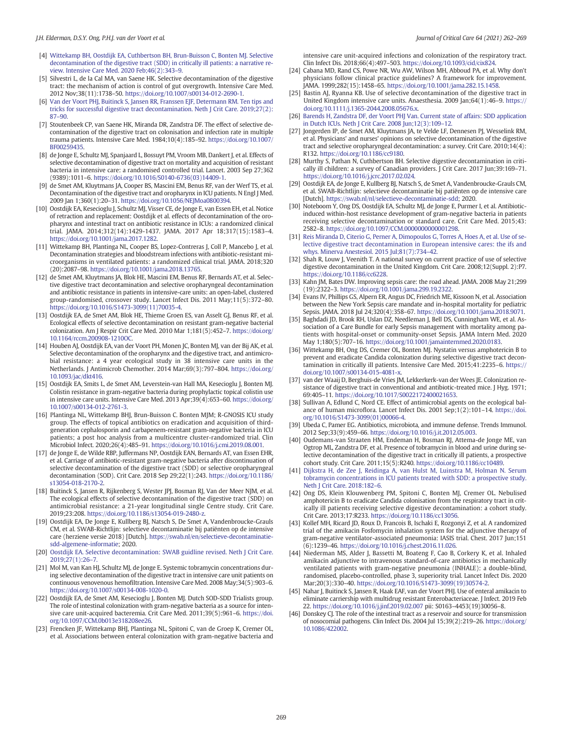[4] Wittekamp BH, Oostdijk EA, Cuthbertson BH, Brun-Buisson C, Bonten MJ. Selective decontamination of the digestive tract (SDD) in critically ill patients: a narrative review. Intensive Care Med. 2020 Feb;46(2):343–9.

[5] Silvestri L, de la Cal MA, van Saene HK. Selective decontamination of the digestive tract: the mechanism of action is control of gut overgrowth. Intensive Care Med. 2012 Nov;38(11):1738–50. https://doi.org/10.1007/s00134-012-2690-1.

[6] Van der Voort PHJ, Buitinck S, Jansen RR, Franssen EJF, Determann RM. Ten tips and tricks for successful digestive tract decontamination. Neth J Crit Care. 2019;27(2): 87–90.

[7] Stoutenbeek CP, van Saene HK, Miranda DR, Zandstra DF. The effect of selective decontamination of the digestive tract on colonisation and infection rate in multiple trauma patients. Intensive Care Med. 1984;10(4):185–92. https://doi.org/10.1007/BF00259435.

[8] de Jonge E, Schultz MJ, Spanjaard L, Bossuyt PM, Vroom MB, Dankert J, et al. Effects of selective decontamination of digestive tract on mortality and acquisition of resistant bacteria in intensive care: a randomised controlled trial. Lancet. 2003 Sep 27;362 (9389):1011–6. https://doi.org/10.1016/S0140-6736(03)14409-1.

[9] de Smet AM, Kluytmans JA, Cooper BS, Mascini EM, Benus RF, van der Werf TS, et al. Decontamination of the digestive tract and oropharynx in ICU patients. N Engl J Med. 2009 Jan 1;360(1):20–31. https://doi.org/10.1056/NEJMoa0800394.

[10] Oostdijk EA, Kesecioglu J, Schultz MJ, Visser CE, de Jonge E, van Essen EH, et al. Notice of retraction and replacement: Oostdijk et al. effects of decontamination of the oropharynx and intestinal tract on antibiotic resistance in ICUs: a randomized clinical trial. JAMA. 2014;312(14):1429-1437. JAMA. 2017 Apr 18;317(15):1583–4. https://doi.org/10.1001/jama.2017.1282.

[11] Wittekamp BH, Plantinga NL, Cooper BS, Lopez-Contreras J, Coll P, Mancebo J, et al. Decontamination strategies and bloodstream infections with antibiotic-resistant microorganisms in ventilated patients: a randomized clinical trial. JAMA. 2018;320 (20):2087–98. https://doi.org/10.1001/jama.2018.13765.

[12] de Smet AM, Kluytmans JA, Blok HE, Mascini EM, Benus RF, Bernards AT, et al. Selective digestive tract decontamination and selective oropharyngeal decontamination and antibiotic resistance in patients in intensive-care units: an open-label, clustered group-randomised, crossover study. Lancet Infect Dis. 2011 May;11(5):372–80. https://doi.org/10.1016/S1473-3099(11)70035-4.

[13] Oostdijk EA, de Smet AM, Blok HE, Thieme Groen ES, van Asselt GJ, Benus RF, et al. Ecological effects of selective decontamination on resistant gram-negative bacterial colonization. Am J Respir Crit Care Med. 2010 Mar 1;181(5):452–7. https://doi.org/10.1164/rccm.200908-1210OC.

[14] Houben AJ, Oostdijk EA, van der Voort PH, Monen JC, Bonten MJ, van der Bij AK, et al. Selective decontamination of the oropharynx and the digestive tract, and antimicrobial resistance: a 4 year ecological study in 38 intensive care units in the Netherlands. J Antimicrob Chemother. 2014 Mar;69(3):797–804. https://doi.org/10.1093/jac/dkt416.

[15] Oostdijk EA, Smits L, de Smet AM, Leverstein-van Hall MA, Kesecioglu J, Bonten MJ. Colistin resistance in gram-negative bacteria during prophylactic topical colistin use in intensive care units. Intensive Care Med. 2013 Apr;39(4):653–60. https://doi.org/10.1007/s00134-012-2761-3.

[16] Plantinga NL, Wittekamp BHJ, Brun-Buisson C. Bonten MJM; R-GNOSIS ICU study group. The effects of topical antibiotics on eradication and acquisition of third-generation cephalosporin and carbapenem-resistant gram-negative bacteria in ICU patients; a post hoc analysis from a multicentre cluster-randomized trial. Clin Microbiol Infect. 2020;26(4):485–91. https://doi.org/10.1016/j.cmi.2019.08.001.

[17] de Jonge E, de Wilde RBP, Juffermans NP, Oostdijk EAN, Bernards AT, van Essen EHR, et al. Carriage of antibiotic-resistant gram-negative bacteria after discontinuation of selective decontamination of the digestive tract (SDD) or selective oropharyngeal decontamination (SOD). Crit Care. 2018 Sep 29;22(1):243. https://doi.org/10.1186/s13054-018-2170-2.

[18] Buitinck S, Jansen R, Rijkenberg S, Wester JPJ, Bosman RJ, Van der Meer NJM, et al. The ecological effects of selective decontamination of the digestive tract (SDD) on antimicrobial resistance: a 21-year longitudinal single Centre study. Crit Care. 2019;23:208. https://doi.org/10.1186/s13054-019-2480-z.

[19] Oostdijk EA, De Jonge E, Kullberg BJ, Natsch S, De Smet A, Vandenbroucke-Grauls CM, et al. SWAB-Richtlijn: selectieve decontaminatie bij patiënten op de intensive care (herziene versie 2018) [Dutch]. https://swab.nl/en/selectieve-decontaminatie-sdd-algemene-informatie; 2020.

[20] Oostdijk EA. Selective decontamination: SWAB guidline revised. Neth J Crit Care. 2019;27(1):26–7.

[21] Mol M, van Kan HJ, Schultz MJ, de Jonge E. Systemic tobramycin concentrations during selective decontamination of the digestive tract in intensive care unit patients on continuous venovenous hemofiltration. Intensive Care Med. 2008 May;34(5):903–6. https://doi.org/10.1007/s00134-008-1020-0.

[22] Oostdijk EA, de Smet AM, Kesecioglu J, Bonten MJ. Dutch SOD-SDD Trialists group. The role of intestinal colonization with gram-negative bacteria as a source for intensive care unit-acquired bacteremia. Crit Care Med. 2011;39(5):961–6. https://doi.org/10.1097/CCM.0b013e318208ee26.

[23] Frencken JF, Wittekamp BHJ, Plantinga NL, Spitoni C, van de Groep K, Cremer OL, et al. Associations between enteral colonization with gram-negative bacteria and intensive care unit-acquired infections and colonization of the respiratory tract. Clin Infect Dis. 2018;66(4):497–503. https://doi.org/10.1093/cid/cix824.

[24] Cabana MD, Rand CS, Powe NR, Wu AW, Wilson MH, Abboud PA, et al. Why don't physicians follow clinical practice guidelines? A framework for improvement. JAMA. 1999;282(15):1458–65. https://doi.org/10.1001/jama.282.15.1458.

[25] Bastin AJ, Ryanna KB. Use of selective decontamination of the digestive tract in United Kingdom intensive care units. Anaesthesia. 2009 Jan;64(1):46–9. https://doi.org/10.1111/j.1365-2044.2008.05676.x.

[26] Barends H, Zandstra DF, der Voort PHJ Van. Current state of affairs: SDD application in Dutch ICUs. Neth J Crit Care. 2008 Jun;12(3):109–12.

[27] Jongerden IP, de Smet AM, Kluytmans JA, te Velde LF, Dennesen PJ, Wesselink RM, et al. Physicians' and nurses' opinions on selective decontamination of the digestive tract and selective oropharyngeal decontamination: a survey. Crit Care. 2010;14(4): R132. https://doi.org/10.1186/cc9180.

[28] Murthy S, Pathan N, Cuthbertson BH. Selective digestive decontamination in critically ill children: a survey of Canadian providers. J Crit Care. 2017 Jun;39:169–71. https://doi.org/10.1016/j.jcrc.2017.02.024.

[29] Oostdijk EA, de Jonge E, Kullberg BJ, Natsch S, de Smet A, Vandenbroucke-Grauls CM, et al. SWAB-Richtlijn: selectieve decontaminatie bij patiënten op de intensive care [Dutch]. https://swab.nl/nl/selectieve-decontaminatie-sdd; 2020.

[30] Noteboom Y, Ong DS, Oostdijk EA, Schultz MJ, de Jonge E, Purmer I, et al. Antibiotic-induced within-host resistance development of gram-negative bacteria in patients receiving selective decontamination or standard care. Crit Care Med. 2015;43: 2582–8. https://doi.org/10.1097/CCM.0000000000001298.

[31] Reis Miranda D, Citerio G, Perner A, Dimopoulos G, Torres A, Hoes A, et al. Use of selective digestive tract decontamination in European intensive cares: the ifs and whys. Minerva Anestesiol. 2015 Jul;81(7):734–42.

[32] Shah R, Louw J, Veenith T. A national survey on current practice of use of selective digestive decontamination in the United Kingdom. Crit Care. 2008;12(Suppl. 2):P7. https://doi.org/10.1186/cc6228.

[33] Kahn JM, Bates DW. Improving sepsis care: the road ahead. JAMA. 2008 May 21;299 (19):2322–3. https://doi.org/10.1001/jama.299.19.2322.

[34] Evans IV, Phillips GS, Alpern ER, Angus DC, Friedrich ME, Kissoon N, et al. Association between the New York Sepsis care mandate and in-hospital mortality for pediatric Sepsis. JAMA. 2018 Jul 24;320(4):358–67. https://doi.org/10.1001/jama.2018.9071.

[35] Baghdadi JD, Brook RH, Uslan DZ, Needleman J, Bell DS, Cunningham WE, et al. Association of a Care Bundle for early Sepsis management with mortality among patients with hospital-onset or community-onset Sepsis. JAMA Intern Med. 2020 May 1;180(5):707–16. https://doi.org/10.1001/jamainternmed.2020.0183.

[36] Wittekamp BH, Ong DS, Cremer OL, Bonten MJ. Nystatin versus amphotericin B to prevent and eradicate Candida colonization during selective digestive tract decontamination in critically ill patients. Intensive Care Med. 2015;41:2235–6. https://doi.org/10.1007/s00134-015-4081-x.

[37] van der Waaij D, Berghuis-de Vries JM, Lekkerkerk-van der Wees JE. Colonization resistance of digestive tract in conventional and antibiotic-treated mice. J Hyg. 1971; 69:405–11. https://doi.org/10.1017/S0022172400021653.

[38] Sullivan A, Edlund C, Nord CE. Effect of antimicrobial agents on the ecological balance of human microflora. Lancet Infect Dis. 2001 Sep;1(2):101–14. https://doi.org/10.1016/S1473-3099(01)00066-4.

[39] Ubeda C, Pamer EG. Antibiotics, microbiota, and immune defense. Trends Immunol. 2012 Sep;33(9):459–66. https://doi.org/10.1016/j.it.2012.05.003.

[40] Oudemans-van Straaten HM, Endeman H, Bosman RJ, Attema-de Jonge ME, van Ogtrop ML, Zandstra DF, et al. Presence of tobramycin in blood and urine during selective decontamination of the digestive tract in critically ill patients, a prospective cohort study. Crit Care. 2011;15(5):R240. https://doi.org/10.1186/cc10489.

[41] Dijkstra H, de Zee J, Reidinga A, van Hulst M, Luinstra M, Holman N. Serum tobramycin concentrations in ICU patients treated with SDD: a prospective study. Neth J Crit Care. 2018:182–6.

[42] Ong DS, Klein Klouwenberg PM, Spitoni C, Bonten MJ, Cremer OL. Nebulised amphotericin B to eradicate Candida colonisation from the respiratory tract in critically ill patients receiving selective digestive decontamination: a cohort study. Crit Care. 2013;17:R233. https://doi.org/10.1186/cc13056.

[43] Kollef MH, Ricard JD, Roux D, Francois B, Ischaki E, Rozgonyi Z, et al. A randomized trial of the amikacin Fosfomycin inhalation system for the adjunctive therapy of gram-negative ventilator-associated pneumonia: IASIS trial. Chest. 2017 Jun;151 (6):1239–46. https://doi.org/10.1016/j.chest.2016.11.026.

[44] Niederman MS, Alder J, Bassetti M, Boateng F, Cao B, Corkery K, et al. Inhaled amikacin adjunctive to intravenous standard-of-care antibiotics in mechanically ventilated patients with gram-negative pneumonia (INHALE): a double-blind, randomised, placebo-controlled, phase 3, superiority trial. Lancet Infect Dis. 2020 Mar;20(3):330–40. https://doi.org/10.1016/S1473-3099(19)30574-2.

[45] Nahar J, Buitinck S, Jansen R, Haak EAF, van der Voort PHJ. Use of enteral amikacin to eliminate carriership with multidrug resistant Enterobacteriaceae. J Infect. 2019 Feb 22. https://doi.org/10.1016/j.jinf.2019.02.007 pii: S0163–4453(19)30056–8.

[46] Donskey CJ. The role of the intestinal tract as a reservoir and source for transmission of nosocomial pathogens. Clin Infect Dis. 2004 Jul 15;39(2):219–26. https://doi.org/10.1086/422002.